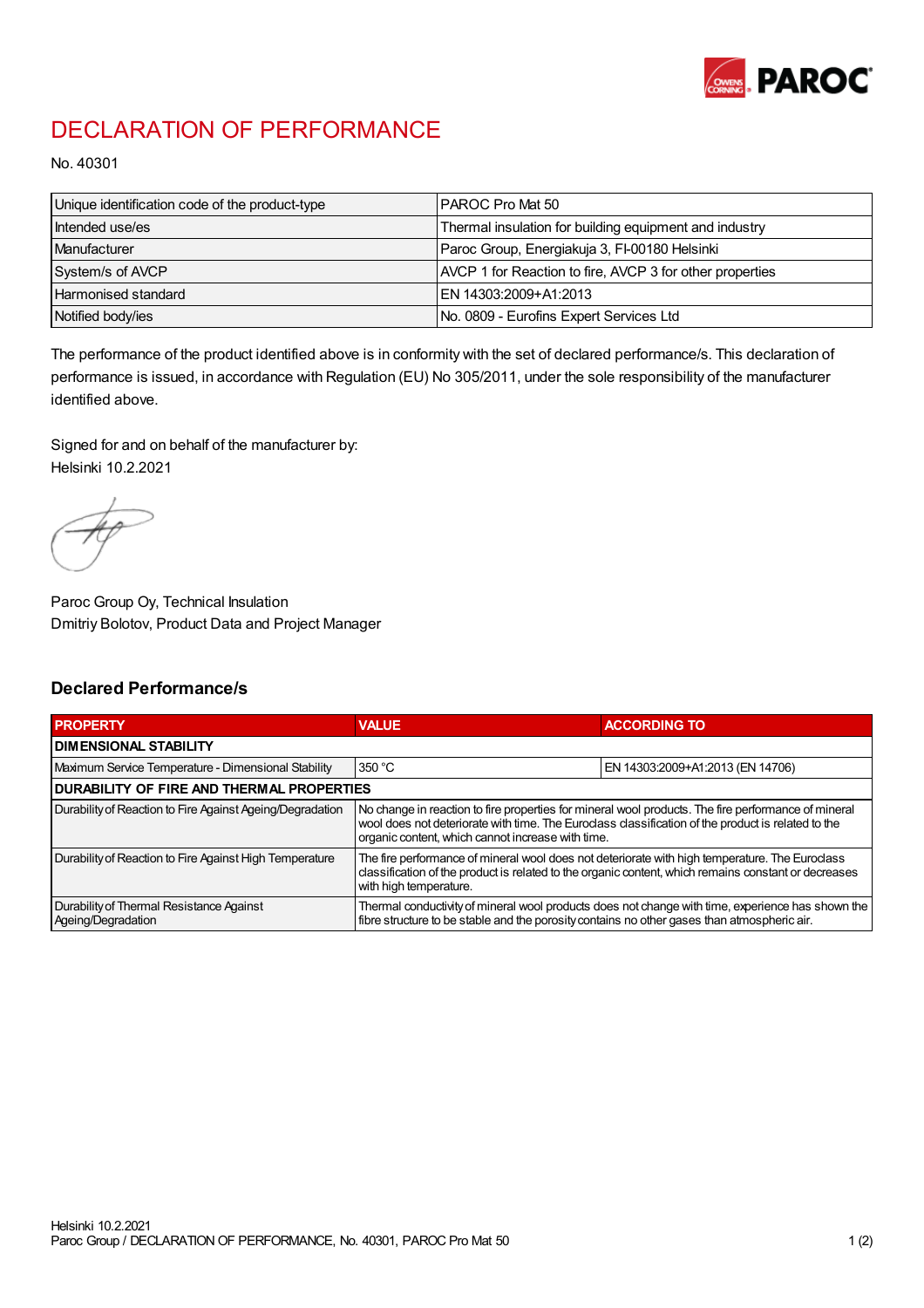# DECLARATION OF PERFORMANCE

No. 40301

| Unique identification code of the product-type | PAROC Pro Mat 50 |
|---|---|
| Intended use/es | Thermal insulation for building equipment and industry |
| Manufacturer | Paroc Group, Energiakuja 3, FI-00180 Helsinki |
| System/s of AVCP | AVCP 1 for Reaction to fire, AVCP 3 for other properties |
| Harmonised standard | EN 14303:2009+A1:2013 |
| Notified body/ies | No. 0809 - Eurofins Expert Services Ltd |

The performance of the product identified above is in conformity with the set of declared performance/s. This declaration of performance is issued, in accordance with Regulation (EU) No 305/2011, under the sole responsibility of the manufacturer identified above.

Signed for and on behalf of the manufacturer by:
Helsinki 10.2.2021

Paroc Group Oy, Technical Insulation
Dmitriy Bolotov, Product Data and Project Manager

## Declared Performance/s

| PROPERTY | VALUE | ACCORDING TO |
|---|---|---|
| **DIMENSIONAL STABILITY** | | |
| Maximum Service Temperature - Dimensional Stability | 350 °C | EN 14303:2009+A1:2013 (EN 14706) |
| **DURABILITY OF FIRE AND THERMAL PROPERTIES** | | |
| Durability of Reaction to Fire Against Ageing/Degradation | No change in reaction to fire properties for mineral wool products. The fire performance of mineral wool does not deteriorate with time. The Euroclass classification of the product is related to the organic content, which cannot increase with time. | |
| Durability of Reaction to Fire Against High Temperature | The fire performance of mineral wool does not deteriorate with high temperature. The Euroclass classification of the product is related to the organic content, which remains constant or decreases with high temperature. | |
| Durability of Thermal Resistance Against Ageing/Degradation | Thermal conductivity of mineral wool products does not change with time, experience has shown the fibre structure to be stable and the porosity contains no other gases than atmospheric air. | |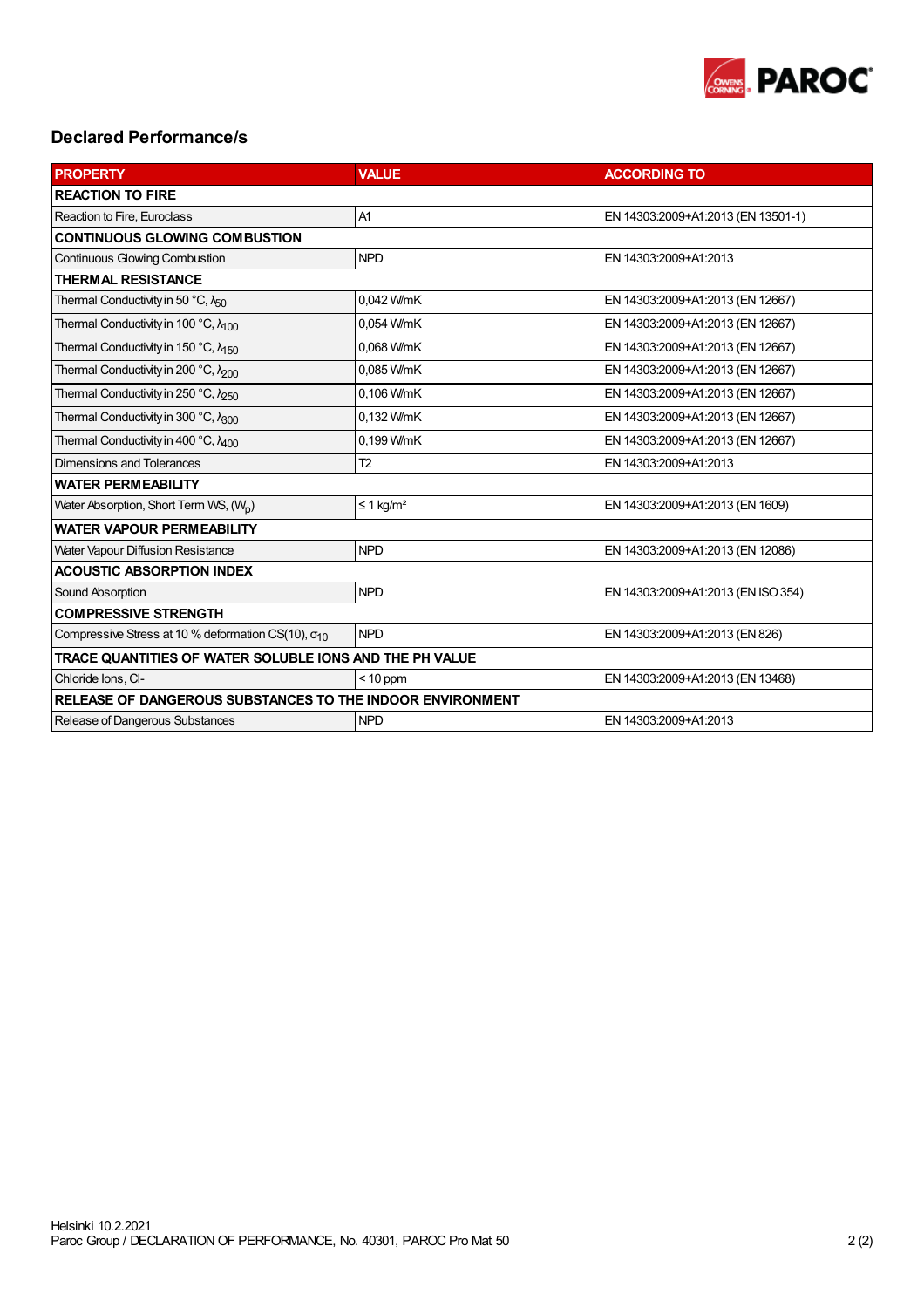## Declared Performance/s

| PROPERTY | VALUE | ACCORDING TO |
|---|---|---|
| **REACTION TO FIRE** | | |
| Reaction to Fire, Euroclass | A1 | EN 14303:2009+A1:2013 (EN 13501-1) |
| **CONTINUOUS GLOWING COMBUSTION** | | |
| Continuous Glowing Combustion | NPD | EN 14303:2009+A1:2013 |
| **THERMAL RESISTANCE** | | |
| Thermal Conductivity in 50 °C, $\lambda_{50}$ | 0,042 W/mK | EN 14303:2009+A1:2013 (EN 12667) |
| Thermal Conductivity in 100 °C, $\lambda_{100}$ | 0,054 W/mK | EN 14303:2009+A1:2013 (EN 12667) |
| Thermal Conductivity in 150 °C, $\lambda_{150}$ | 0,068 W/mK | EN 14303:2009+A1:2013 (EN 12667) |
| Thermal Conductivity in 200 °C, $\lambda_{200}$ | 0,085 W/mK | EN 14303:2009+A1:2013 (EN 12667) |
| Thermal Conductivity in 250 °C, $\lambda_{250}$ | 0,106 W/mK | EN 14303:2009+A1:2013 (EN 12667) |
| Thermal Conductivity in 300 °C, $\lambda_{300}$ | 0,132 W/mK | EN 14303:2009+A1:2013 (EN 12667) |
| Thermal Conductivity in 400 °C, $\lambda_{400}$ | 0,199 W/mK | EN 14303:2009+A1:2013 (EN 12667) |
| Dimensions and Tolerances | T2 | EN 14303:2009+A1:2013 |
| **WATER PERMEABILITY** | | |
| Water Absorption, Short Term WS, ($W_p$) | ≤ 1 kg/m² | EN 14303:2009+A1:2013 (EN 1609) |
| **WATER VAPOUR PERMEABILITY** | | |
| Water Vapour Diffusion Resistance | NPD | EN 14303:2009+A1:2013 (EN 12086) |
| **ACOUSTIC ABSORPTION INDEX** | | |
| Sound Absorption | NPD | EN 14303:2009+A1:2013 (EN ISO 354) |
| **COMPRESSIVE STRENGTH** | | |
| Compressive Stress at 10 % deformation CS(10), $\sigma_{10}$ | NPD | EN 14303:2009+A1:2013 (EN 826) |
| **TRACE QUANTITIES OF WATER SOLUBLE IONS AND THE PH VALUE** | | |
| Chloride Ions, Cl- | < 10 ppm | EN 14303:2009+A1:2013 (EN 13468) |
| **RELEASE OF DANGEROUS SUBSTANCES TO THE INDOOR ENVIRONMENT** | | |
| Release of Dangerous Substances | NPD | EN 14303:2009+A1:2013 |

Helsinki 10.2.2021
Paroc Group / DECLARATION OF PERFORMANCE, No. 40301, PAROC Pro Mat 50